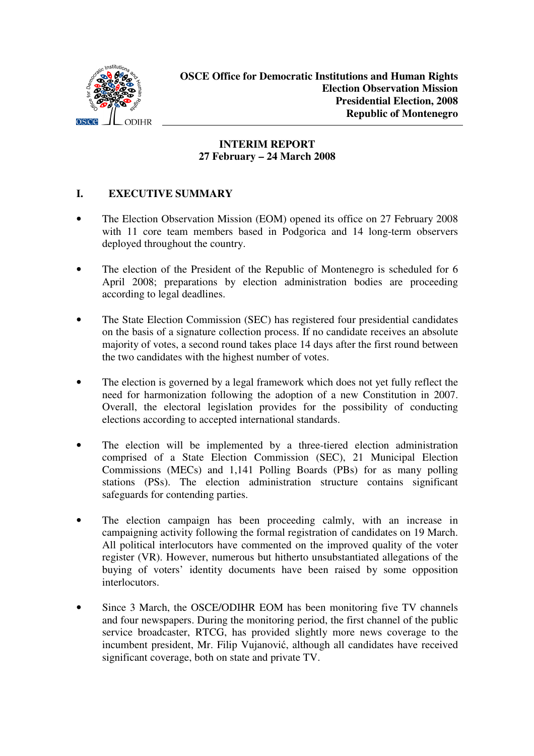**OSCE Office for Democratic Institutions and Human Rights**
**Election Observation Mission**
**Presidential Election, 2008**
**Republic of Montenegro**

# INTERIM REPORT
## 27 February – 24 March 2008

## I. EXECUTIVE SUMMARY

- The Election Observation Mission (EOM) opened its office on 27 February 2008 with 11 core team members based in Podgorica and 14 long-term observers deployed throughout the country.

- The election of the President of the Republic of Montenegro is scheduled for 6 April 2008; preparations by election administration bodies are proceeding according to legal deadlines.

- The State Election Commission (SEC) has registered four presidential candidates on the basis of a signature collection process. If no candidate receives an absolute majority of votes, a second round takes place 14 days after the first round between the two candidates with the highest number of votes.

- The election is governed by a legal framework which does not yet fully reflect the need for harmonization following the adoption of a new Constitution in 2007. Overall, the electoral legislation provides for the possibility of conducting elections according to accepted international standards.

- The election will be implemented by a three-tiered election administration comprised of a State Election Commission (SEC), 21 Municipal Election Commissions (MECs) and 1,141 Polling Boards (PBs) for as many polling stations (PSs). The election administration structure contains significant safeguards for contending parties.

- The election campaign has been proceeding calmly, with an increase in campaigning activity following the formal registration of candidates on 19 March. All political interlocutors have commented on the improved quality of the voter register (VR). However, numerous but hitherto unsubstantiated allegations of the buying of voters' identity documents have been raised by some opposition interlocutors.

- Since 3 March, the OSCE/ODIHR EOM has been monitoring five TV channels and four newspapers. During the monitoring period, the first channel of the public service broadcaster, RTCG, has provided slightly more news coverage to the incumbent president, Mr. Filip Vujanović, although all candidates have received significant coverage, both on state and private TV.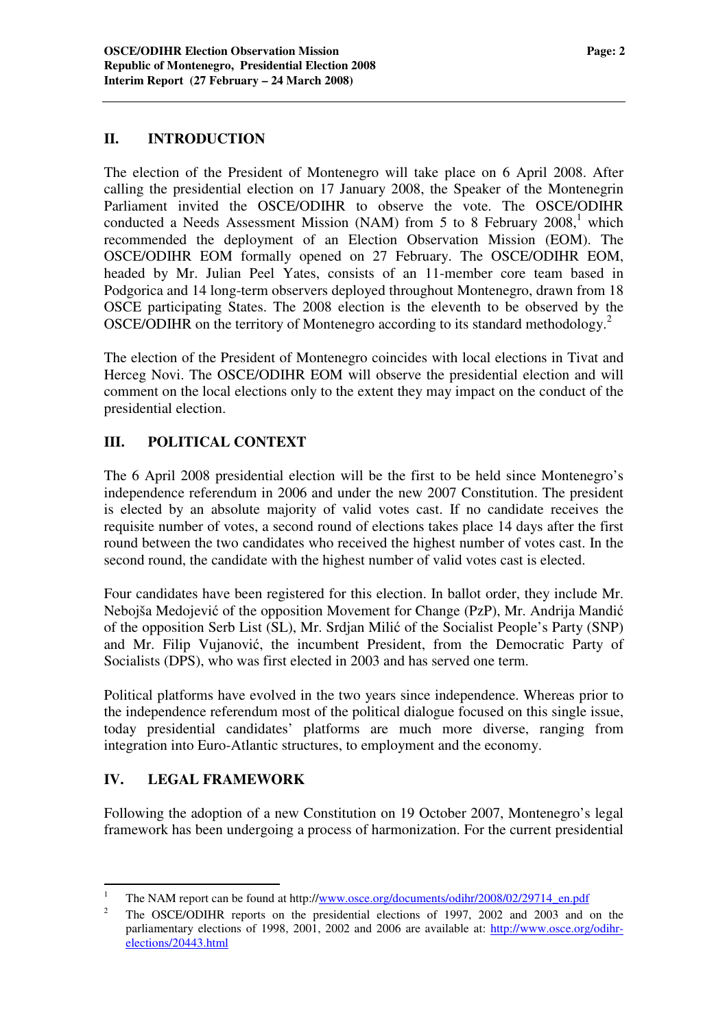## II. INTRODUCTION

The election of the President of Montenegro will take place on 6 April 2008. After calling the presidential election on 17 January 2008, the Speaker of the Montenegrin Parliament invited the OSCE/ODIHR to observe the vote. The OSCE/ODIHR conducted a Needs Assessment Mission (NAM) from 5 to 8 February 2008,[1] which recommended the deployment of an Election Observation Mission (EOM). The OSCE/ODIHR EOM formally opened on 27 February. The OSCE/ODIHR EOM, headed by Mr. Julian Peel Yates, consists of an 11-member core team based in Podgorica and 14 long-term observers deployed throughout Montenegro, drawn from 18 OSCE participating States. The 2008 election is the eleventh to be observed by the OSCE/ODIHR on the territory of Montenegro according to its standard methodology.[2]

The election of the President of Montenegro coincides with local elections in Tivat and Herceg Novi. The OSCE/ODIHR EOM will observe the presidential election and will comment on the local elections only to the extent they may impact on the conduct of the presidential election.

## III. POLITICAL CONTEXT

The 6 April 2008 presidential election will be the first to be held since Montenegro's independence referendum in 2006 and under the new 2007 Constitution. The president is elected by an absolute majority of valid votes cast. If no candidate receives the requisite number of votes, a second round of elections takes place 14 days after the first round between the two candidates who received the highest number of votes cast. In the second round, the candidate with the highest number of valid votes cast is elected.

Four candidates have been registered for this election. In ballot order, they include Mr. Nebojša Medojević of the opposition Movement for Change (PzP), Mr. Andrija Mandić of the opposition Serb List (SL), Mr. Srdjan Milić of the Socialist People's Party (SNP) and Mr. Filip Vujanović, the incumbent President, from the Democratic Party of Socialists (DPS), who was first elected in 2003 and has served one term.

Political platforms have evolved in the two years since independence. Whereas prior to the independence referendum most of the political dialogue focused on this single issue, today presidential candidates' platforms are much more diverse, ranging from integration into Euro-Atlantic structures, to employment and the economy.

## IV. LEGAL FRAMEWORK

Following the adoption of a new Constitution on 19 October 2007, Montenegro's legal framework has been undergoing a process of harmonization. For the current presidential

---

[1] The NAM report can be found at http://www.osce.org/documents/odihr/2008/02/29714_en.pdf

[2] The OSCE/ODIHR reports on the presidential elections of 1997, 2002 and 2003 and on the parliamentary elections of 1998, 2001, 2002 and 2006 are available at: http://www.osce.org/odihr-elections/20443.html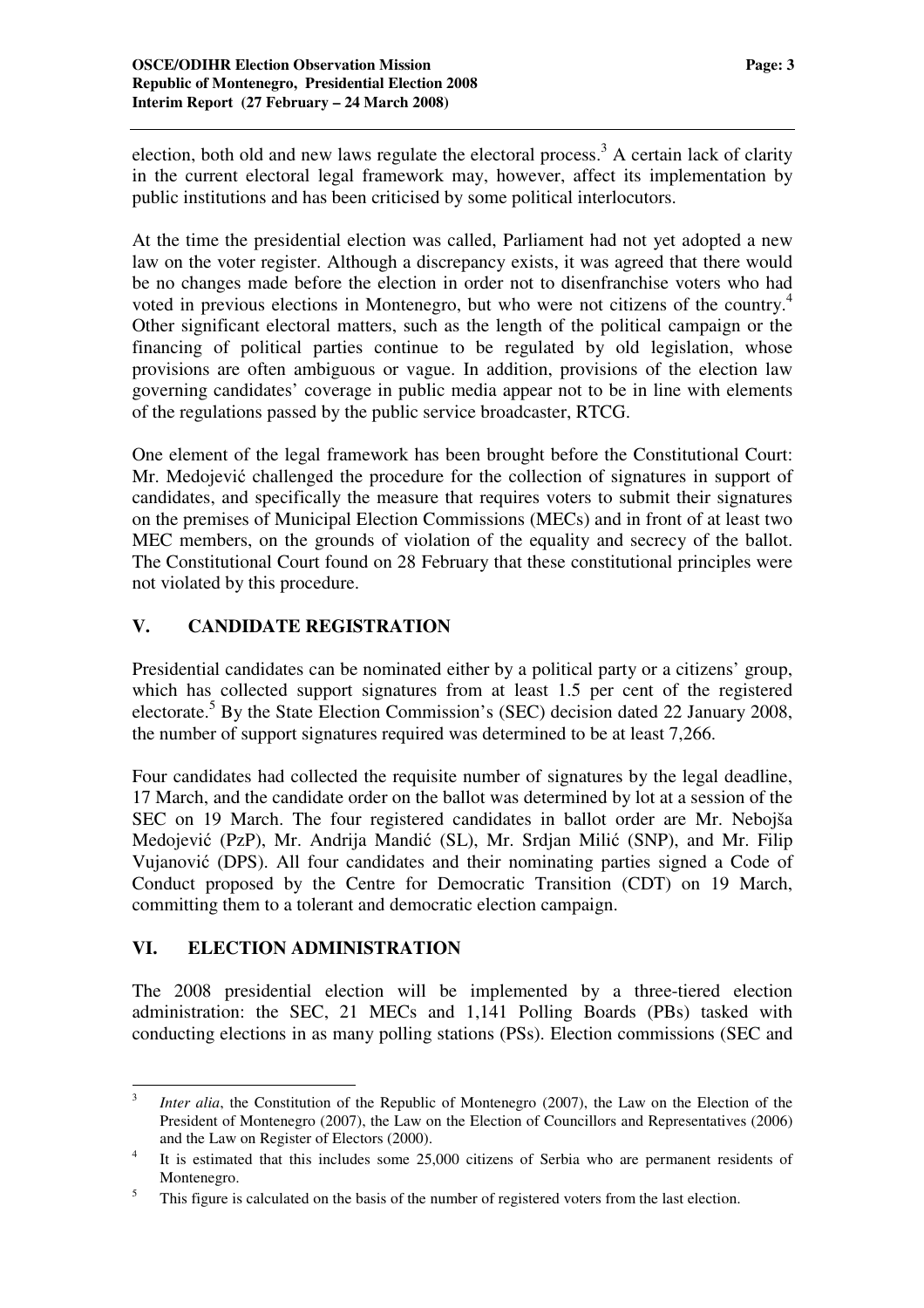election, both old and new laws regulate the electoral process.[3] A certain lack of clarity in the current electoral legal framework may, however, affect its implementation by public institutions and has been criticised by some political interlocutors.

At the time the presidential election was called, Parliament had not yet adopted a new law on the voter register. Although a discrepancy exists, it was agreed that there would be no changes made before the election in order not to disenfranchise voters who had voted in previous elections in Montenegro, but who were not citizens of the country.[4] Other significant electoral matters, such as the length of the political campaign or the financing of political parties continue to be regulated by old legislation, whose provisions are often ambiguous or vague. In addition, provisions of the election law governing candidates' coverage in public media appear not to be in line with elements of the regulations passed by the public service broadcaster, RTCG.

One element of the legal framework has been brought before the Constitutional Court: Mr. Medojević challenged the procedure for the collection of signatures in support of candidates, and specifically the measure that requires voters to submit their signatures on the premises of Municipal Election Commissions (MECs) and in front of at least two MEC members, on the grounds of violation of the equality and secrecy of the ballot. The Constitutional Court found on 28 February that these constitutional principles were not violated by this procedure.

## V. CANDIDATE REGISTRATION

Presidential candidates can be nominated either by a political party or a citizens' group, which has collected support signatures from at least 1.5 per cent of the registered electorate.[5] By the State Election Commission's (SEC) decision dated 22 January 2008, the number of support signatures required was determined to be at least 7,266.

Four candidates had collected the requisite number of signatures by the legal deadline, 17 March, and the candidate order on the ballot was determined by lot at a session of the SEC on 19 March. The four registered candidates in ballot order are Mr. Nebojša Medojević (PzP), Mr. Andrija Mandić (SL), Mr. Srdjan Milić (SNP), and Mr. Filip Vujanović (DPS). All four candidates and their nominating parties signed a Code of Conduct proposed by the Centre for Democratic Transition (CDT) on 19 March, committing them to a tolerant and democratic election campaign.

## VI. ELECTION ADMINISTRATION

The 2008 presidential election will be implemented by a three-tiered election administration: the SEC, 21 MECs and 1,141 Polling Boards (PBs) tasked with conducting elections in as many polling stations (PSs). Election commissions (SEC and

---

[3] *Inter alia*, the Constitution of the Republic of Montenegro (2007), the Law on the Election of the President of Montenegro (2007), the Law on the Election of Councillors and Representatives (2006) and the Law on Register of Electors (2000).

[4] It is estimated that this includes some 25,000 citizens of Serbia who are permanent residents of Montenegro.

[5] This figure is calculated on the basis of the number of registered voters from the last election.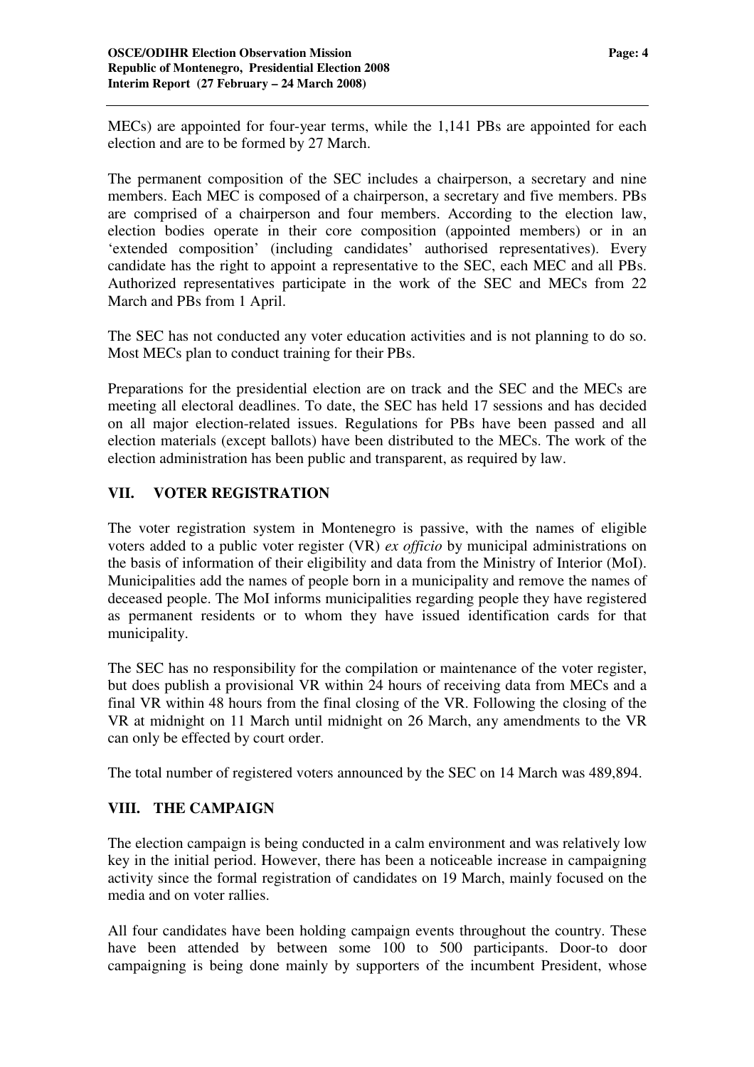MECs) are appointed for four-year terms, while the 1,141 PBs are appointed for each election and are to be formed by 27 March.

The permanent composition of the SEC includes a chairperson, a secretary and nine members. Each MEC is composed of a chairperson, a secretary and five members. PBs are comprised of a chairperson and four members. According to the election law, election bodies operate in their core composition (appointed members) or in an 'extended composition' (including candidates' authorised representatives). Every candidate has the right to appoint a representative to the SEC, each MEC and all PBs. Authorized representatives participate in the work of the SEC and MECs from 22 March and PBs from 1 April.

The SEC has not conducted any voter education activities and is not planning to do so. Most MECs plan to conduct training for their PBs.

Preparations for the presidential election are on track and the SEC and the MECs are meeting all electoral deadlines. To date, the SEC has held 17 sessions and has decided on all major election-related issues. Regulations for PBs have been passed and all election materials (except ballots) have been distributed to the MECs. The work of the election administration has been public and transparent, as required by law.

## VII. VOTER REGISTRATION

The voter registration system in Montenegro is passive, with the names of eligible voters added to a public voter register (VR) *ex officio* by municipal administrations on the basis of information of their eligibility and data from the Ministry of Interior (MoI). Municipalities add the names of people born in a municipality and remove the names of deceased people. The MoI informs municipalities regarding people they have registered as permanent residents or to whom they have issued identification cards for that municipality.

The SEC has no responsibility for the compilation or maintenance of the voter register, but does publish a provisional VR within 24 hours of receiving data from MECs and a final VR within 48 hours from the final closing of the VR. Following the closing of the VR at midnight on 11 March until midnight on 26 March, any amendments to the VR can only be effected by court order.

The total number of registered voters announced by the SEC on 14 March was 489,894.

## VIII. THE CAMPAIGN

The election campaign is being conducted in a calm environment and was relatively low key in the initial period. However, there has been a noticeable increase in campaigning activity since the formal registration of candidates on 19 March, mainly focused on the media and on voter rallies.

All four candidates have been holding campaign events throughout the country. These have been attended by between some 100 to 500 participants. Door-to door campaigning is being done mainly by supporters of the incumbent President, whose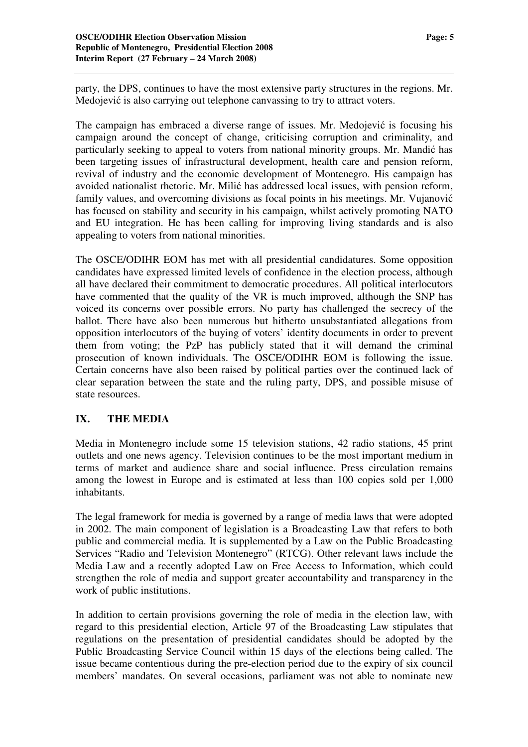party, the DPS, continues to have the most extensive party structures in the regions. Mr. Medojević is also carrying out telephone canvassing to try to attract voters.

The campaign has embraced a diverse range of issues. Mr. Medojević is focusing his campaign around the concept of change, criticising corruption and criminality, and particularly seeking to appeal to voters from national minority groups. Mr. Mandić has been targeting issues of infrastructural development, health care and pension reform, revival of industry and the economic development of Montenegro. His campaign has avoided nationalist rhetoric. Mr. Milić has addressed local issues, with pension reform, family values, and overcoming divisions as focal points in his meetings. Mr. Vujanović has focused on stability and security in his campaign, whilst actively promoting NATO and EU integration. He has been calling for improving living standards and is also appealing to voters from national minorities.

The OSCE/ODIHR EOM has met with all presidential candidatures. Some opposition candidates have expressed limited levels of confidence in the election process, although all have declared their commitment to democratic procedures. All political interlocutors have commented that the quality of the VR is much improved, although the SNP has voiced its concerns over possible errors. No party has challenged the secrecy of the ballot. There have also been numerous but hitherto unsubstantiated allegations from opposition interlocutors of the buying of voters' identity documents in order to prevent them from voting; the PzP has publicly stated that it will demand the criminal prosecution of known individuals. The OSCE/ODIHR EOM is following the issue. Certain concerns have also been raised by political parties over the continued lack of clear separation between the state and the ruling party, DPS, and possible misuse of state resources.

## IX. THE MEDIA

Media in Montenegro include some 15 television stations, 42 radio stations, 45 print outlets and one news agency. Television continues to be the most important medium in terms of market and audience share and social influence. Press circulation remains among the lowest in Europe and is estimated at less than 100 copies sold per 1,000 inhabitants.

The legal framework for media is governed by a range of media laws that were adopted in 2002. The main component of legislation is a Broadcasting Law that refers to both public and commercial media. It is supplemented by a Law on the Public Broadcasting Services "Radio and Television Montenegro" (RTCG). Other relevant laws include the Media Law and a recently adopted Law on Free Access to Information, which could strengthen the role of media and support greater accountability and transparency in the work of public institutions.

In addition to certain provisions governing the role of media in the election law, with regard to this presidential election, Article 97 of the Broadcasting Law stipulates that regulations on the presentation of presidential candidates should be adopted by the Public Broadcasting Service Council within 15 days of the elections being called. The issue became contentious during the pre-election period due to the expiry of six council members' mandates. On several occasions, parliament was not able to nominate new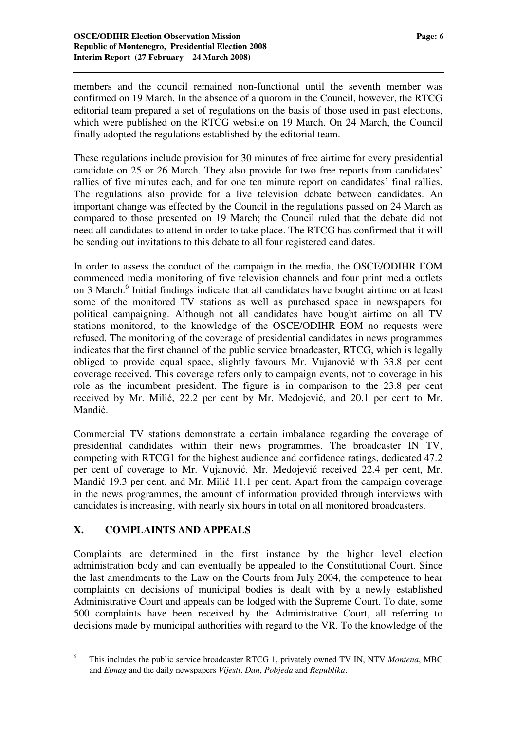members and the council remained non-functional until the seventh member was confirmed on 19 March. In the absence of a quorum in the Council, however, the RTCG editorial team prepared a set of regulations on the basis of those used in past elections, which were published on the RTCG website on 19 March. On 24 March, the Council finally adopted the regulations established by the editorial team.

These regulations include provision for 30 minutes of free airtime for every presidential candidate on 25 or 26 March. They also provide for two free reports from candidates' rallies of five minutes each, and for one ten minute report on candidates' final rallies. The regulations also provide for a live television debate between candidates. An important change was effected by the Council in the regulations passed on 24 March as compared to those presented on 19 March; the Council ruled that the debate did not need all candidates to attend in order to take place. The RTCG has confirmed that it will be sending out invitations to this debate to all four registered candidates.

In order to assess the conduct of the campaign in the media, the OSCE/ODIHR EOM commenced media monitoring of five television channels and four print media outlets on 3 March.[6] Initial findings indicate that all candidates have bought airtime on at least some of the monitored TV stations as well as purchased space in newspapers for political campaigning. Although not all candidates have bought airtime on all TV stations monitored, to the knowledge of the OSCE/ODIHR EOM no requests were refused. The monitoring of the coverage of presidential candidates in news programmes indicates that the first channel of the public service broadcaster, RTCG, which is legally obliged to provide equal space, slightly favours Mr. Vujanović with 33.8 per cent coverage received. This coverage refers only to campaign events, not to coverage in his role as the incumbent president. The figure is in comparison to the 23.8 per cent received by Mr. Milić, 22.2 per cent by Mr. Medojević, and 20.1 per cent to Mr. Mandić.

Commercial TV stations demonstrate a certain imbalance regarding the coverage of presidential candidates within their news programmes. The broadcaster IN TV, competing with RTCG1 for the highest audience and confidence ratings, dedicated 47.2 per cent of coverage to Mr. Vujanović. Mr. Medojević received 22.4 per cent, Mr. Mandić 19.3 per cent, and Mr. Milić 11.1 per cent. Apart from the campaign coverage in the news programmes, the amount of information provided through interviews with candidates is increasing, with nearly six hours in total on all monitored broadcasters.

## X. COMPLAINTS AND APPEALS

Complaints are determined in the first instance by the higher level election administration body and can eventually be appealed to the Constitutional Court. Since the last amendments to the Law on the Courts from July 2004, the competence to hear complaints on decisions of municipal bodies is dealt with by a newly established Administrative Court and appeals can be lodged with the Supreme Court. To date, some 500 complaints have been received by the Administrative Court, all referring to decisions made by municipal authorities with regard to the VR. To the knowledge of the

---

[6] This includes the public service broadcaster RTCG 1, privately owned TV IN, NTV *Montena*, MBC and *Elmag* and the daily newspapers *Vijesti*, *Dan*, *Pobjeda* and *Republika*.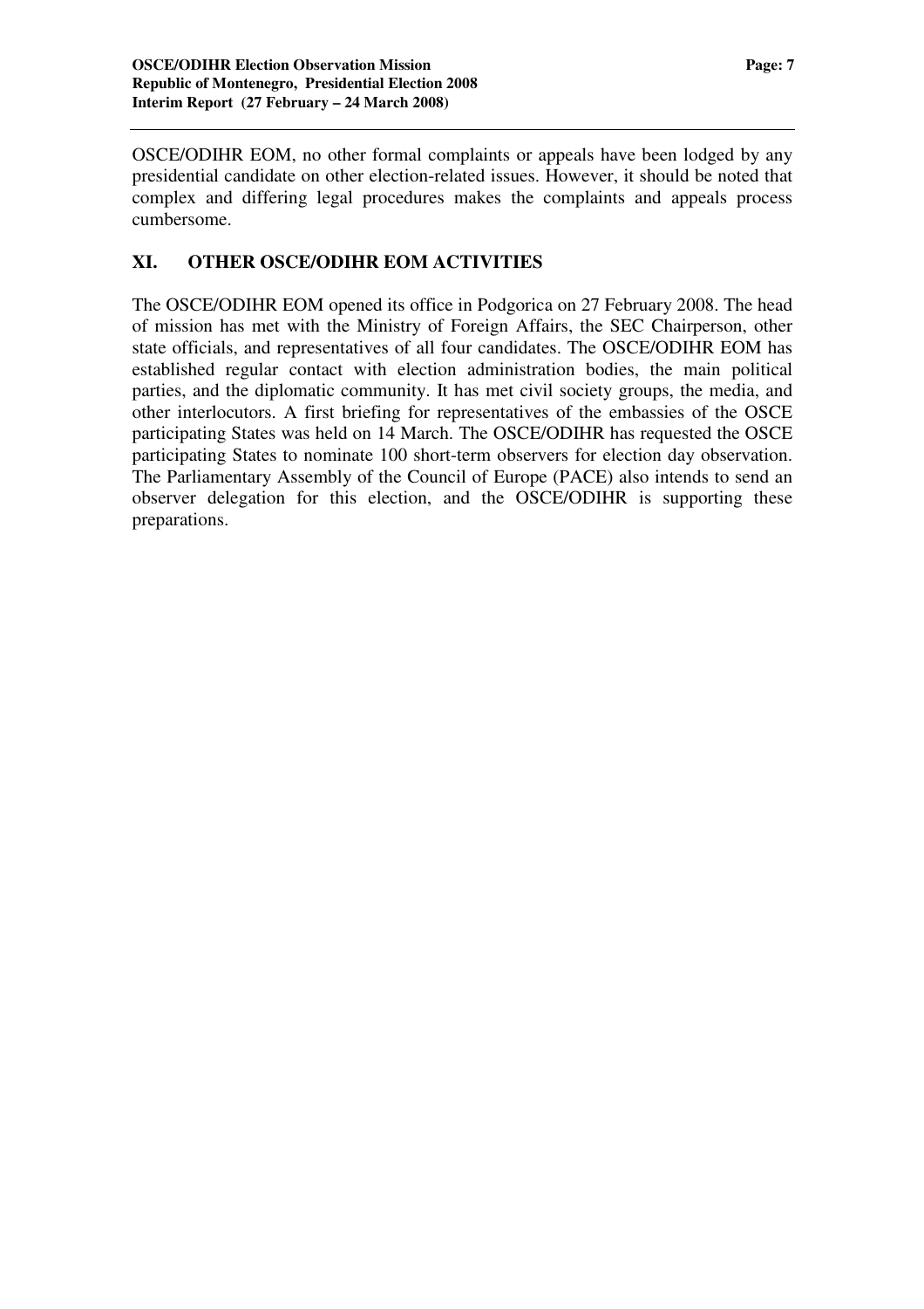OSCE/ODIHR EOM, no other formal complaints or appeals have been lodged by any presidential candidate on other election-related issues. However, it should be noted that complex and differing legal procedures makes the complaints and appeals process cumbersome.

## XI. OTHER OSCE/ODIHR EOM ACTIVITIES

The OSCE/ODIHR EOM opened its office in Podgorica on 27 February 2008. The head of mission has met with the Ministry of Foreign Affairs, the SEC Chairperson, other state officials, and representatives of all four candidates. The OSCE/ODIHR EOM has established regular contact with election administration bodies, the main political parties, and the diplomatic community. It has met civil society groups, the media, and other interlocutors. A first briefing for representatives of the embassies of the OSCE participating States was held on 14 March. The OSCE/ODIHR has requested the OSCE participating States to nominate 100 short-term observers for election day observation. The Parliamentary Assembly of the Council of Europe (PACE) also intends to send an observer delegation for this election, and the OSCE/ODIHR is supporting these preparations.